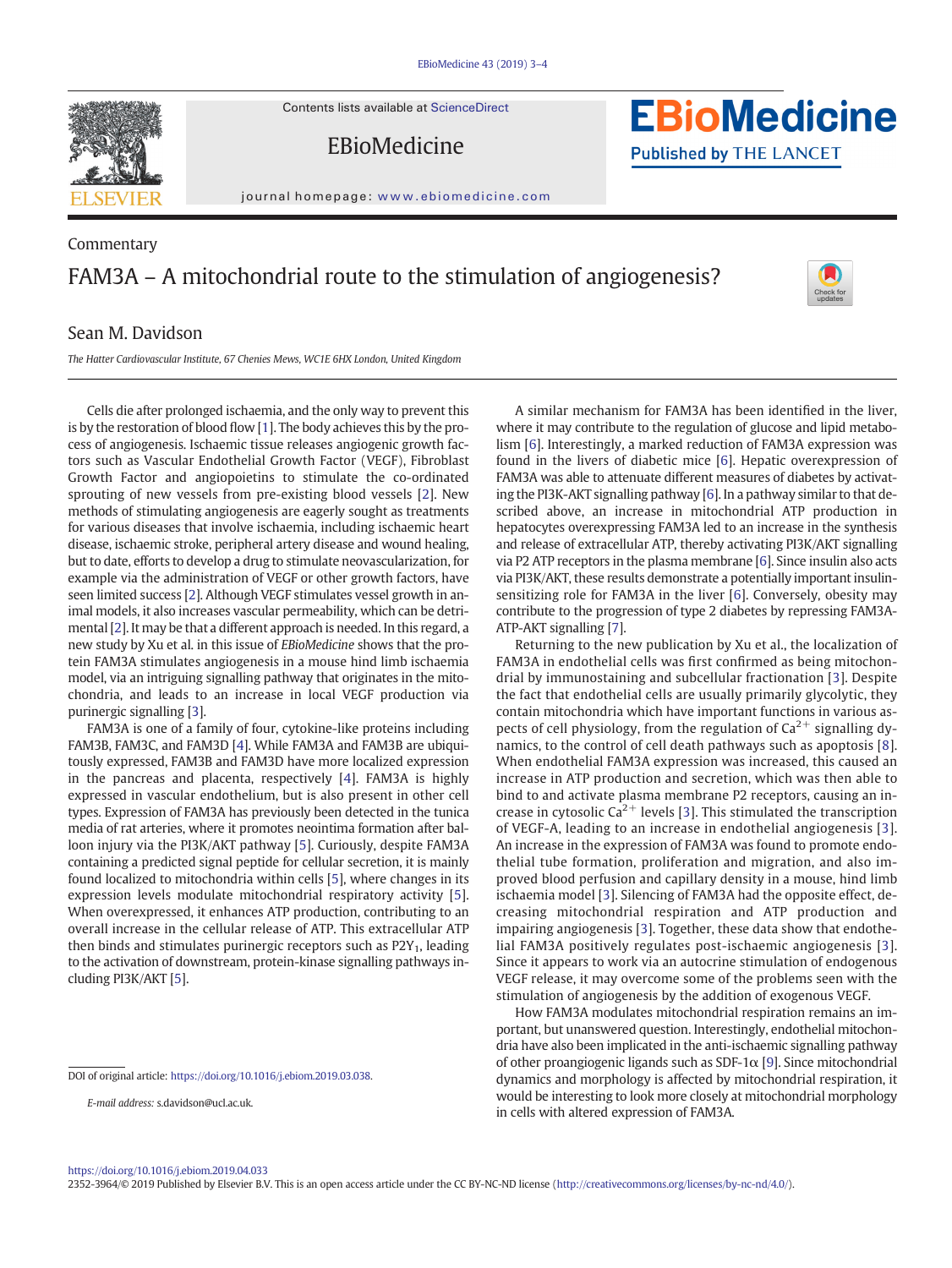Commentary

# FAM3A – A mitochondrial route to the stimulation of angiogenesis?

Sean M. Davidson

*The Hatter Cardiovascular Institute, 67 Chenies Mews, WC1E 6HX London, United Kingdom*

Cells die after prolonged ischaemia, and the only way to prevent this is by the restoration of blood flow [1]. The body achieves this by the process of angiogenesis. Ischaemic tissue releases angiogenic growth factors such as Vascular Endothelial Growth Factor (VEGF), Fibroblast Growth Factor and angiopoietins to stimulate the co-ordinated sprouting of new vessels from pre-existing blood vessels [2]. New methods of stimulating angiogenesis are eagerly sought as treatments for various diseases that involve ischaemia, including ischaemic heart disease, ischaemic stroke, peripheral artery disease and wound healing, but to date, efforts to develop a drug to stimulate neovascularization, for example via the administration of VEGF or other growth factors, have seen limited success [2]. Although VEGF stimulates vessel growth in animal models, it also increases vascular permeability, which can be detrimental [2]. It may be that a different approach is needed. In this regard, a new study by Xu et al. in this issue of *EBioMedicine* shows that the protein FAM3A stimulates angiogenesis in a mouse hind limb ischaemia model, via an intriguing signalling pathway that originates in the mitochondria, and leads to an increase in local VEGF production via purinergic signalling [3].

FAM3A is one of a family of four, cytokine-like proteins including FAM3B, FAM3C, and FAM3D [4]. While FAM3A and FAM3B are ubiquitously expressed, FAM3B and FAM3D have more localized expression in the pancreas and placenta, respectively [4]. FAM3A is highly expressed in vascular endothelium, but is also present in other cell types. Expression of FAM3A has previously been detected in the tunica media of rat arteries, where it promotes neointima formation after balloon injury via the PI3K/AKT pathway [5]. Curiously, despite FAM3A containing a predicted signal peptide for cellular secretion, it is mainly found localized to mitochondria within cells [5], where changes in its expression levels modulate mitochondrial respiratory activity [5]. When overexpressed, it enhances ATP production, contributing to an overall increase in the cellular release of ATP. This extracellular ATP then binds and stimulates purinergic receptors such as $P2Y_1$, leading to the activation of downstream, protein-kinase signalling pathways including PI3K/AKT [5].

A similar mechanism for FAM3A has been identified in the liver, where it may contribute to the regulation of glucose and lipid metabolism [6]. Interestingly, a marked reduction of FAM3A expression was found in the livers of diabetic mice [6]. Hepatic overexpression of FAM3A was able to attenuate different measures of diabetes by activating the PI3K-AKT signalling pathway [6]. In a pathway similar to that described above, an increase in mitochondrial ATP production in hepatocytes overexpressing FAM3A led to an increase in the synthesis and release of extracellular ATP, thereby activating PI3K/AKT signalling via P2 ATP receptors in the plasma membrane [6]. Since insulin also acts via PI3K/AKT, these results demonstrate a potentially important insulin-sensitizing role for FAM3A in the liver [6]. Conversely, obesity may contribute to the progression of type 2 diabetes by repressing FAM3A-ATP-AKT signalling [7].

Returning to the new publication by Xu et al., the localization of FAM3A in endothelial cells was first confirmed as being mitochondrial by immunostaining and subcellular fractionation [3]. Despite the fact that endothelial cells are usually primarily glycolytic, they contain mitochondria which have important functions in various aspects of cell physiology, from the regulation of $Ca^{2+}$ signalling dynamics, to the control of cell death pathways such as apoptosis [8]. When endothelial FAM3A expression was increased, this caused an increase in ATP production and secretion, which was then able to bind to and activate plasma membrane P2 receptors, causing an increase in cytosolic $Ca^{2+}$ levels [3]. This stimulated the transcription of VEGF-A, leading to an increase in endothelial angiogenesis [3]. An increase in the expression of FAM3A was found to promote endothelial tube formation, proliferation and migration, and also improved blood perfusion and capillary density in a mouse, hind limb ischaemia model [3]. Silencing of FAM3A had the opposite effect, decreasing mitochondrial respiration and ATP production and impairing angiogenesis [3]. Together, these data show that endothelial FAM3A positively regulates post-ischaemic angiogenesis [3]. Since it appears to work via an autocrine stimulation of endogenous VEGF release, it may overcome some of the problems seen with the stimulation of angiogenesis by the addition of exogenous VEGF.

How FAM3A modulates mitochondrial respiration remains an important, but unanswered question. Interestingly, endothelial mitochondria have also been implicated in the anti-ischaemic signalling pathway of other proangiogenic ligands such as SDF-1α [9]. Since mitochondrial dynamics and morphology is affected by mitochondrial respiration, it would be interesting to look more closely at mitochondrial morphology in cells with altered expression of FAM3A.

DOI of original article: https://doi.org/10.1016/j.ebiom.2019.03.038.

*E-mail address:* s.davidson@ucl.ac.uk.

https://doi.org/10.1016/j.ebiom.2019.04.033
2352-3964/© 2019 Published by Elsevier B.V. This is an open access article under the CC BY-NC-ND license (http://creativecommons.org/licenses/by-nc-nd/4.0/).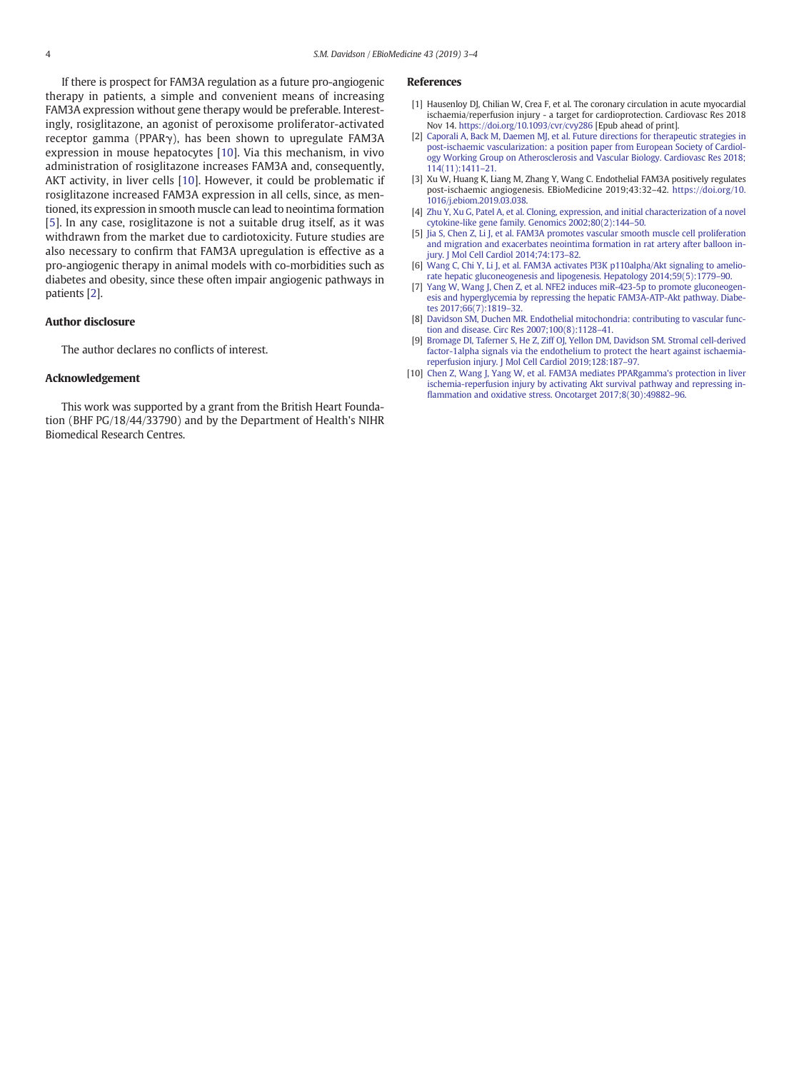If there is prospect for FAM3A regulation as a future pro-angiogenic therapy in patients, a simple and convenient means of increasing FAM3A expression without gene therapy would be preferable. Interestingly, rosiglitazone, an agonist of peroxisome proliferator-activated receptor gamma (PPARγ), has been shown to upregulate FAM3A expression in mouse hepatocytes [10]. Via this mechanism, in vivo administration of rosiglitazone increases FAM3A and, consequently, AKT activity, in liver cells [10]. However, it could be problematic if rosiglitazone increased FAM3A expression in all cells, since, as mentioned, its expression in smooth muscle can lead to neointima formation [5]. In any case, rosiglitazone is not a suitable drug itself, as it was withdrawn from the market due to cardiotoxicity. Future studies are also necessary to confirm that FAM3A upregulation is effective as a pro-angiogenic therapy in animal models with co-morbidities such as diabetes and obesity, since these often impair angiogenic pathways in patients [2].

## Author disclosure

The author declares no conflicts of interest.

## Acknowledgement

This work was supported by a grant from the British Heart Foundation (BHF PG/18/44/33790) and by the Department of Health's NIHR Biomedical Research Centres.

## References

[1] Hausenloy DJ, Chilian W, Crea F, et al. The coronary circulation in acute myocardial ischaemia/reperfusion injury - a target for cardioprotection. Cardiovasc Res 2018 Nov 14. https://doi.org/10.1093/cvr/cvy286 [Epub ahead of print].

[2] Caporali A, Back M, Daemen MJ, et al. Future directions for therapeutic strategies in post-ischaemic vascularization: a position paper from European Society of Cardiology Working Group on Atherosclerosis and Vascular Biology. Cardiovasc Res 2018;114(11):1411–21.

[3] Xu W, Huang K, Liang M, Zhang Y, Wang C. Endothelial FAM3A positively regulates post-ischaemic angiogenesis. EBioMedicine 2019;43:32–42. https://doi.org/10.1016/j.ebiom.2019.03.038.

[4] Zhu Y, Xu G, Patel A, et al. Cloning, expression, and initial characterization of a novel cytokine-like gene family. Genomics 2002;80(2):144–50.

[5] Jia S, Chen Z, Li J, et al. FAM3A promotes vascular smooth muscle cell proliferation and migration and exacerbates neointima formation in rat artery after balloon injury. J Mol Cell Cardiol 2014;74:173–82.

[6] Wang C, Chi Y, Li J, et al. FAM3A activates PI3K p110alpha/Akt signaling to ameliorate hepatic gluconeogenesis and lipogenesis. Hepatology 2014;59(5):1779–90.

[7] Yang W, Wang J, Chen Z, et al. NFE2 induces miR-423-5p to promote gluconeogenesis and hyperglycemia by repressing the hepatic FAM3A-ATP-Akt pathway. Diabetes 2017;66(7):1819–32.

[8] Davidson SM, Duchen MR. Endothelial mitochondria: contributing to vascular function and disease. Circ Res 2007;100(8):1128–41.

[9] Bromage DI, Taferner S, He Z, Ziff OJ, Yellon DM, Davidson SM. Stromal cell-derived factor-1alpha signals via the endothelium to protect the heart against ischaemia-reperfusion injury. J Mol Cell Cardiol 2019;128:187–97.

[10] Chen Z, Wang J, Yang W, et al. FAM3A mediates PPARgamma's protection in liver ischemia-reperfusion injury by activating Akt survival pathway and repressing inflammation and oxidative stress. Oncotarget 2017;8(30):49882–96.